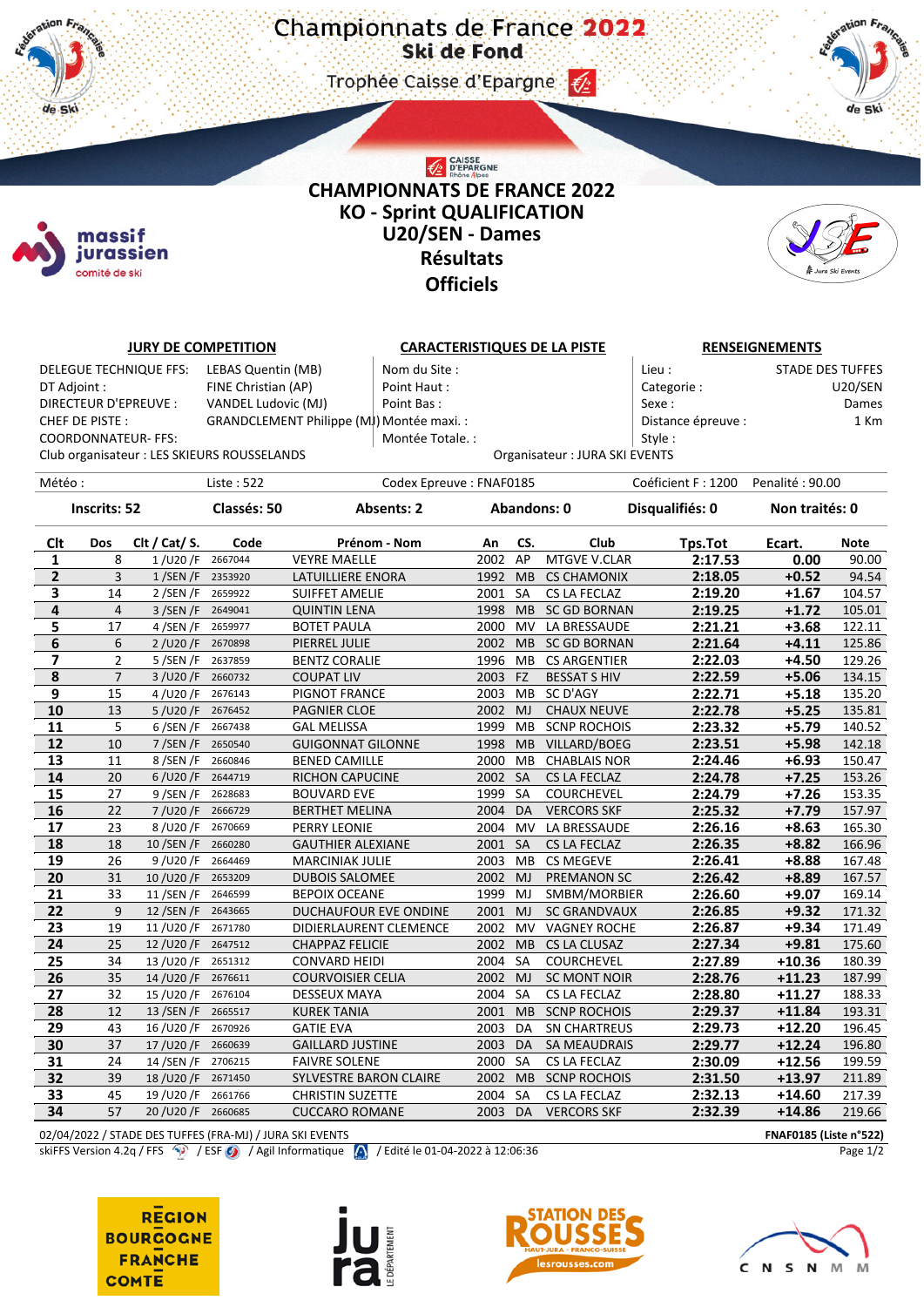# Championnats de France 2022
## Ski de Fond
Trophée Caisse d'Epargne

# CHAMPIONNATS DE FRANCE 2022
## KO - Sprint QUALIFICATION
## U20/SEN - Dames
## Résultats
## Officiels

**JURY DE COMPETITION**

DELEGUE TECHNIQUE FFS: LEBAS Quentin (MB)
DT Adjoint : FINE Christian (AP)
DIRECTEUR D'EPREUVE : VANDEL Ludovic (MJ)
CHEF DE PISTE : GRANDCLEMENT Philippe (MJ)
COORDONNATEUR- FFS:
Club organisateur : LES SKIEURS ROUSSELANDS

**CARACTERISTIQUES DE LA PISTE**

Nom du Site :
Point Haut :
Point Bas :
Montée maxi. :
Montée Totale. :

**RENSEIGNEMENTS**

Lieu : STADE DES TUFFES
Categorie : U20/SEN
Sexe : Dames
Distance épreuve : 1 Km
Style :

Organisateur : JURA SKI EVENTS

Météo : | Liste : 522 | Codex Epreuve : FNAF0185 | Coéficient F : 1200 | Penalité : 90.00

**Inscrits: 52** | **Classés: 50** | **Absents: 2** | **Abandons: 0** | **Disqualifiés: 0** | **Non traités: 0**

| Clt | Dos | Clt / Cat/ S. | Code | Prénom - Nom | An | CS. | Club | Tps.Tot | Ecart. | Note |
|---|---|---|---|---|---|---|---|---|---|---|
| 1 | 8 | 1 /U20 /F | 2667044 | VEYRE MAELLE | 2002 | AP | MTGVE V.CLAR | 2:17.53 | 0.00 | 90.00 |
| 2 | 3 | 1 /SEN /F | 2353920 | LATUILLIERE ENORA | 1992 | MB | CS CHAMONIX | 2:18.05 | +0.52 | 94.54 |
| 3 | 14 | 2 /SEN /F | 2659922 | SUIFFET AMELIE | 2001 | SA | CS LA FECLAZ | 2:19.20 | +1.67 | 104.57 |
| 4 | 4 | 3 /SEN /F | 2649041 | QUINTIN LENA | 1998 | MB | SC GD BORNAN | 2:19.25 | +1.72 | 105.01 |
| 5 | 17 | 4 /SEN /F | 2659977 | BOTET PAULA | 2000 | MV | LA BRESSAUDE | 2:21.21 | +3.68 | 122.11 |
| 6 | 6 | 2 /U20 /F | 2670898 | PIERREL JULIE | 2002 | MB | SC GD BORNAN | 2:21.64 | +4.11 | 125.86 |
| 7 | 2 | 5 /SEN /F | 2637859 | BENTZ CORALIE | 1996 | MB | CS ARGENTIER | 2:22.03 | +4.50 | 129.26 |
| 8 | 7 | 3 /U20 /F | 2660732 | COUPAT LIV | 2003 | FZ | BESSAT S HIV | 2:22.59 | +5.06 | 134.15 |
| 9 | 15 | 4 /U20 /F | 2676143 | PIGNOT FRANCE | 2003 | MB | SC D'AGY | 2:22.71 | +5.18 | 135.20 |
| 10 | 13 | 5 /U20 /F | 2676452 | PAGNIER CLOE | 2002 | MJ | CHAUX NEUVE | 2:22.78 | +5.25 | 135.81 |
| 11 | 5 | 6 /SEN /F | 2667438 | GAL MELISSA | 1999 | MB | SCNP ROCHOIS | 2:23.32 | +5.79 | 140.52 |
| 12 | 10 | 7 /SEN /F | 2650540 | GUIGONNAT GILONNE | 1998 | MB | VILLARD/BOEG | 2:23.51 | +5.98 | 142.18 |
| 13 | 11 | 8 /SEN /F | 2660846 | BENED CAMILLE | 2000 | MB | CHABLAIS NOR | 2:24.46 | +6.93 | 150.47 |
| 14 | 20 | 6 /U20 /F | 2644719 | RICHON CAPUCINE | 2002 | SA | CS LA FECLAZ | 2:24.78 | +7.25 | 153.26 |
| 15 | 27 | 9 /SEN /F | 2628683 | BOUVARD EVE | 1999 | SA | COURCHEVEL | 2:24.79 | +7.26 | 153.35 |
| 16 | 22 | 7 /U20 /F | 2666729 | BERTHET MELINA | 2004 | DA | VERCORS SKF | 2:25.32 | +7.79 | 157.97 |
| 17 | 23 | 8 /U20 /F | 2670669 | PERRY LEONIE | 2004 | MV | LA BRESSAUDE | 2:26.16 | +8.63 | 165.30 |
| 18 | 18 | 10 /SEN /F | 2660280 | GAUTHIER ALEXIANE | 2001 | SA | CS LA FECLAZ | 2:26.35 | +8.82 | 166.96 |
| 19 | 26 | 9 /U20 /F | 2664469 | MARCINIAK JULIE | 2003 | MB | CS MEGEVE | 2:26.41 | +8.88 | 167.48 |
| 20 | 31 | 10 /U20 /F | 2653209 | DUBOIS SALOMEE | 2002 | MJ | PREMANON SC | 2:26.42 | +8.89 | 167.57 |
| 21 | 33 | 11 /SEN /F | 2646599 | BEPOIX OCEANE | 1999 | MJ | SMBM/MORBIER | 2:26.60 | +9.07 | 169.14 |
| 22 | 9 | 12 /SEN /F | 2643665 | DUCHAUFOUR EVE ONDINE | 2001 | MJ | SC GRANDVAUX | 2:26.85 | +9.32 | 171.32 |
| 23 | 19 | 11 /U20 /F | 2671780 | DIDIERLAURENT CLEMENCE | 2002 | MV | VAGNEY ROCHE | 2:26.87 | +9.34 | 171.49 |
| 24 | 25 | 12 /U20 /F | 2647512 | CHAPPAZ FELICIE | 2002 | MB | CS LA CLUSAZ | 2:27.34 | +9.81 | 175.60 |
| 25 | 34 | 13 /U20 /F | 2651312 | CONVARD HEIDI | 2004 | SA | COURCHEVEL | 2:27.89 | +10.36 | 180.39 |
| 26 | 35 | 14 /U20 /F | 2676611 | COURVOISIER CELIA | 2002 | MJ | SC MONT NOIR | 2:28.76 | +11.23 | 187.99 |
| 27 | 32 | 15 /U20 /F | 2676104 | DESSEUX MAYA | 2004 | SA | CS LA FECLAZ | 2:28.80 | +11.27 | 188.33 |
| 28 | 12 | 13 /SEN /F | 2665517 | KUREK TANIA | 2001 | MB | SCNP ROCHOIS | 2:29.37 | +11.84 | 193.31 |
| 29 | 43 | 16 /U20 /F | 2670926 | GATIE EVA | 2003 | DA | SN CHARTREUS | 2:29.73 | +12.20 | 196.45 |
| 30 | 37 | 17 /U20 /F | 2660639 | GAILLARD JUSTINE | 2003 | DA | SA MEAUDRAIS | 2:29.77 | +12.24 | 196.80 |
| 31 | 24 | 14 /SEN /F | 2706215 | FAIVRE SOLENE | 2000 | SA | CS LA FECLAZ | 2:30.09 | +12.56 | 199.59 |
| 32 | 39 | 18 /U20 /F | 2671450 | SYLVESTRE BARON CLAIRE | 2002 | MB | SCNP ROCHOIS | 2:31.50 | +13.97 | 211.89 |
| 33 | 45 | 19 /U20 /F | 2661766 | CHRISTIN SUZETTE | 2004 | SA | CS LA FECLAZ | 2:32.13 | +14.60 | 217.39 |
| 34 | 57 | 20 /U20 /F | 2660685 | CUCCARO ROMANE | 2003 | DA | VERCORS SKF | 2:32.39 | +14.86 | 219.66 |

02/04/2022 / STADE DES TUFFES (FRA-MJ) / JURA SKI EVENTS — FNAF0185 (Liste n°522)
skiFFS Version 4.2q / FFS / ESF / Agil Informatique / Edité le 01-04-2022 à 12:06:36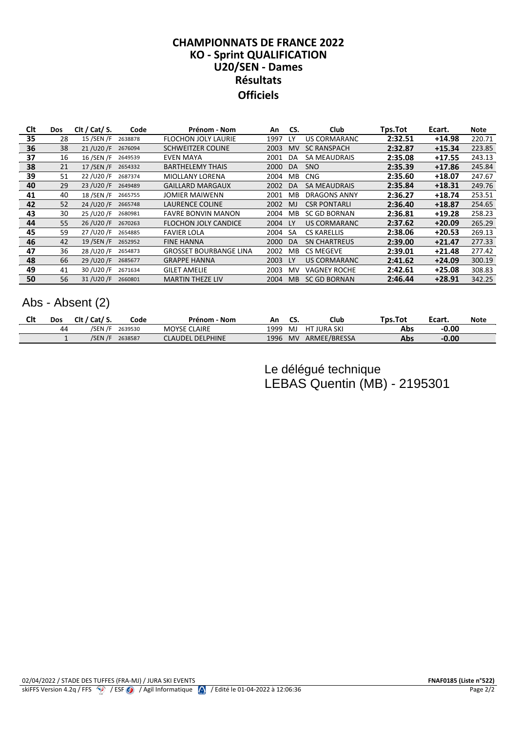# CHAMPIONNATS DE FRANCE 2022
## KO - Sprint QUALIFICATION
## U20/SEN - Dames
## Résultats
## Officiels

| Clt | Dos | Clt / Cat/ S. | Code | Prénom - Nom | An | CS. | Club | Tps.Tot | Ecart. | Note |
|---|---|---|---|---|---|---|---|---|---|---|
| 35 | 28 | 15 /SEN /F | 2638878 | FLOCHON JOLY LAURIE | 1997 | LY | US CORMARANC | 2:32.51 | +14.98 | 220.71 |
| 36 | 38 | 21 /U20 /F | 2676094 | SCHWEITZER COLINE | 2003 | MV | SC RANSPACH | 2:32.87 | +15.34 | 223.85 |
| 37 | 16 | 16 /SEN /F | 2649539 | EVEN MAYA | 2001 | DA | SA MEAUDRAIS | 2:35.08 | +17.55 | 243.13 |
| 38 | 21 | 17 /SEN /F | 2654332 | BARTHELEMY THAIS | 2000 | DA | SNO | 2:35.39 | +17.86 | 245.84 |
| 39 | 51 | 22 /U20 /F | 2687374 | MIOLLANY LORENA | 2004 | MB | CNG | 2:35.60 | +18.07 | 247.67 |
| 40 | 29 | 23 /U20 /F | 2649489 | GAILLARD MARGAUX | 2002 | DA | SA MEAUDRAIS | 2:35.84 | +18.31 | 249.76 |
| 41 | 40 | 18 /SEN /F | 2665755 | JOMIER MAIWENN | 2001 | MB | DRAGONS ANNY | 2:36.27 | +18.74 | 253.51 |
| 42 | 52 | 24 /U20 /F | 2665748 | LAURENCE COLINE | 2002 | MJ | CSR PONTARLI | 2:36.40 | +18.87 | 254.65 |
| 43 | 30 | 25 /U20 /F | 2680981 | FAVRE BONVIN MANON | 2004 | MB | SC GD BORNAN | 2:36.81 | +19.28 | 258.23 |
| 44 | 55 | 26 /U20 /F | 2670263 | FLOCHON JOLY CANDICE | 2004 | LY | US CORMARANC | 2:37.62 | +20.09 | 265.29 |
| 45 | 59 | 27 /U20 /F | 2654885 | FAVIER LOLA | 2004 | SA | CS KARELLIS | 2:38.06 | +20.53 | 269.13 |
| 46 | 42 | 19 /SEN /F | 2652952 | FINE HANNA | 2000 | DA | SN CHARTREUS | 2:39.00 | +21.47 | 277.33 |
| 47 | 36 | 28 /U20 /F | 2654873 | GROSSET BOURBANGE LINA | 2002 | MB | CS MEGEVE | 2:39.01 | +21.48 | 277.42 |
| 48 | 66 | 29 /U20 /F | 2685677 | GRAPPE HANNA | 2003 | LY | US CORMARANC | 2:41.62 | +24.09 | 300.19 |
| 49 | 41 | 30 /U20 /F | 2671634 | GILET AMELIE | 2003 | MV | VAGNEY ROCHE | 2:42.61 | +25.08 | 308.83 |
| 50 | 56 | 31 /U20 /F | 2660801 | MARTIN THEZE LIV | 2004 | MB | SC GD BORNAN | 2:46.44 | +28.91 | 342.25 |

## Abs - Absent (2)

| Clt | Dos | Clt / Cat/ S. | Code | Prénom - Nom | An | CS. | Club | Tps.Tot | Ecart. | Note |
|---|---|---|---|---|---|---|---|---|---|---|
| | 44 | /SEN /F | 2639530 | MOYSE CLAIRE | 1999 | MJ | HT JURA SKI | Abs | -0.00 | |
| | 1 | /SEN /F | 2638587 | CLAUDEL DELPHINE | 1996 | MV | ARMEE/BRESSA | Abs | -0.00 | |

Le délégué technique
LEBAS Quentin (MB) - 2195301

02/04/2022 / STADE DES TUFFES (FRA-MJ) / JURA SKI EVENTS

FNAF0185 (Liste n°522)

skiFFS Version 4.2q / FFS / ESF / Agil Informatique / Edité le 01-04-2022 à 12:06:36